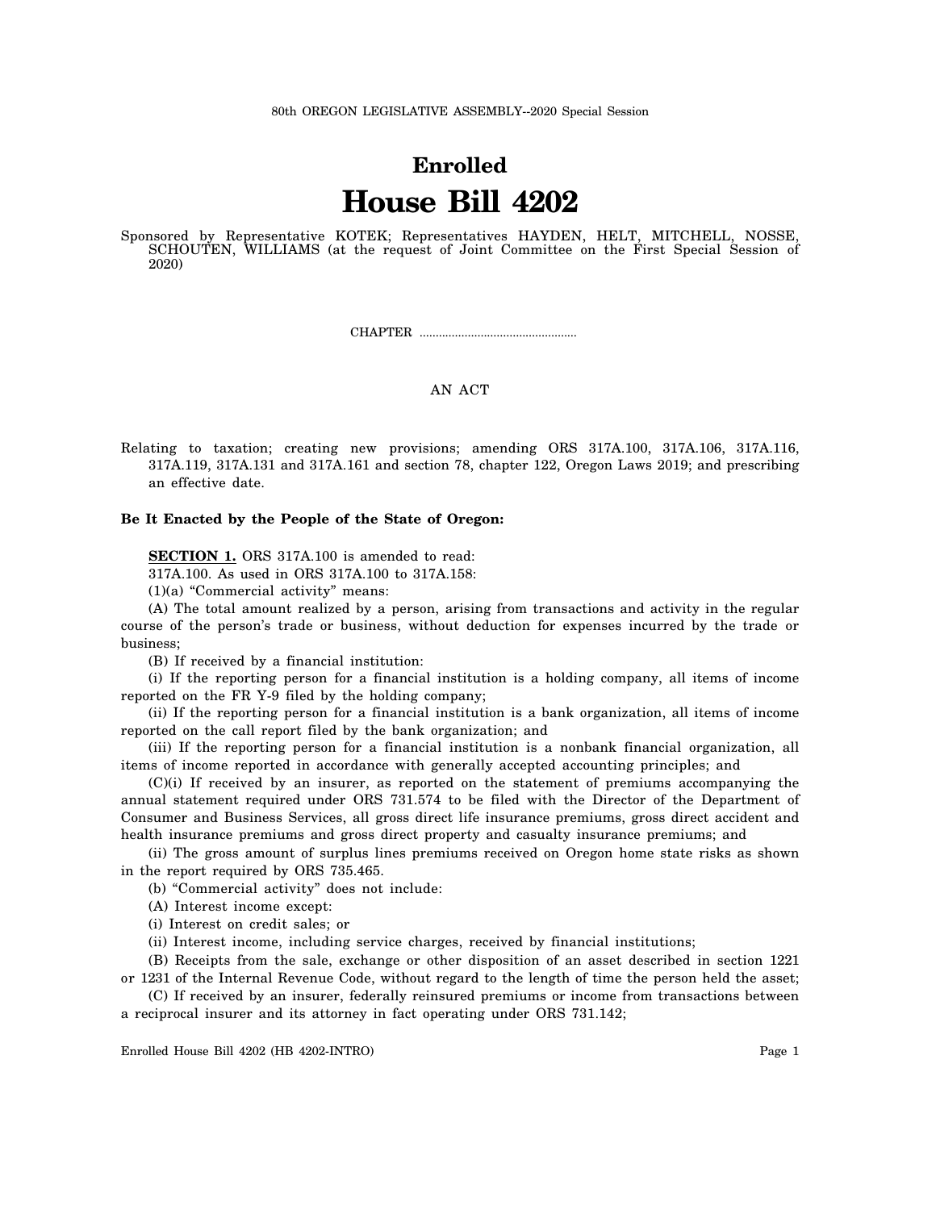80th OREGON LEGISLATIVE ASSEMBLY--2020 Special Session

# Enrolled

# House Bill 4202

Sponsored by Representative KOTEK; Representatives HAYDEN, HELT, MITCHELL, NOSSE, SCHOUTEN, WILLIAMS (at the request of Joint Committee on the First Special Session of 2020)

CHAPTER .................................................

AN ACT

Relating to taxation; creating new provisions; amending ORS 317A.100, 317A.106, 317A.116, 317A.119, 317A.131 and 317A.161 and section 78, chapter 122, Oregon Laws 2019; and prescribing an effective date.

**Be It Enacted by the People of the State of Oregon:**

**SECTION 1.** ORS 317A.100 is amended to read:

317A.100. As used in ORS 317A.100 to 317A.158:

(1)(a) "Commercial activity" means:

(A) The total amount realized by a person, arising from transactions and activity in the regular course of the person's trade or business, without deduction for expenses incurred by the trade or business;

(B) If received by a financial institution:

(i) If the reporting person for a financial institution is a holding company, all items of income reported on the FR Y-9 filed by the holding company;

(ii) If the reporting person for a financial institution is a bank organization, all items of income reported on the call report filed by the bank organization; and

(iii) If the reporting person for a financial institution is a nonbank financial organization, all items of income reported in accordance with generally accepted accounting principles; and

(C)(i) If received by an insurer, as reported on the statement of premiums accompanying the annual statement required under ORS 731.574 to be filed with the Director of the Department of Consumer and Business Services, all gross direct life insurance premiums, gross direct accident and health insurance premiums and gross direct property and casualty insurance premiums; and

(ii) The gross amount of surplus lines premiums received on Oregon home state risks as shown in the report required by ORS 735.465.

(b) "Commercial activity" does not include:

(A) Interest income except:

(i) Interest on credit sales; or

(ii) Interest income, including service charges, received by financial institutions;

(B) Receipts from the sale, exchange or other disposition of an asset described in section 1221 or 1231 of the Internal Revenue Code, without regard to the length of time the person held the asset;

(C) If received by an insurer, federally reinsured premiums or income from transactions between a reciprocal insurer and its attorney in fact operating under ORS 731.142;

Enrolled House Bill 4202 (HB 4202-INTRO)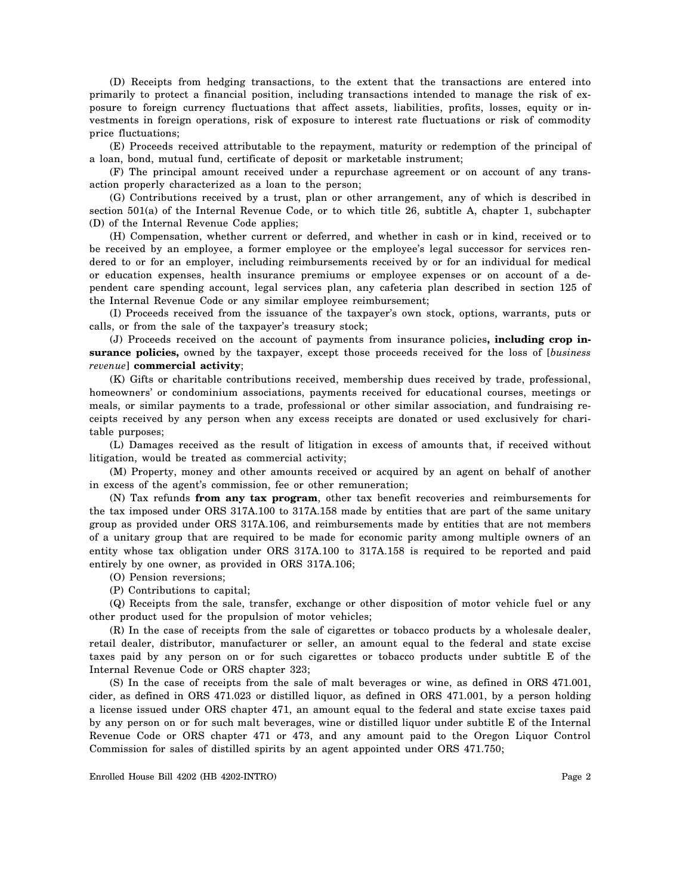(D) Receipts from hedging transactions, to the extent that the transactions are entered into primarily to protect a financial position, including transactions intended to manage the risk of exposure to foreign currency fluctuations that affect assets, liabilities, profits, losses, equity or investments in foreign operations, risk of exposure to interest rate fluctuations or risk of commodity price fluctuations;

(E) Proceeds received attributable to the repayment, maturity or redemption of the principal of a loan, bond, mutual fund, certificate of deposit or marketable instrument;

(F) The principal amount received under a repurchase agreement or on account of any transaction properly characterized as a loan to the person;

(G) Contributions received by a trust, plan or other arrangement, any of which is described in section 501(a) of the Internal Revenue Code, or to which title 26, subtitle A, chapter 1, subchapter (D) of the Internal Revenue Code applies;

(H) Compensation, whether current or deferred, and whether in cash or in kind, received or to be received by an employee, a former employee or the employee's legal successor for services rendered to or for an employer, including reimbursements received by or for an individual for medical or education expenses, health insurance premiums or employee expenses or on account of a dependent care spending account, legal services plan, any cafeteria plan described in section 125 of the Internal Revenue Code or any similar employee reimbursement;

(I) Proceeds received from the issuance of the taxpayer's own stock, options, warrants, puts or calls, or from the sale of the taxpayer's treasury stock;

(J) Proceeds received on the account of payments from insurance policies**, including crop insurance policies,** owned by the taxpayer, except those proceeds received for the loss of [*business revenue*] **commercial activity**;

(K) Gifts or charitable contributions received, membership dues received by trade, professional, homeowners' or condominium associations, payments received for educational courses, meetings or meals, or similar payments to a trade, professional or other similar association, and fundraising receipts received by any person when any excess receipts are donated or used exclusively for charitable purposes;

(L) Damages received as the result of litigation in excess of amounts that, if received without litigation, would be treated as commercial activity;

(M) Property, money and other amounts received or acquired by an agent on behalf of another in excess of the agent's commission, fee or other remuneration;

(N) Tax refunds **from any tax program**, other tax benefit recoveries and reimbursements for the tax imposed under ORS 317A.100 to 317A.158 made by entities that are part of the same unitary group as provided under ORS 317A.106, and reimbursements made by entities that are not members of a unitary group that are required to be made for economic parity among multiple owners of an entity whose tax obligation under ORS 317A.100 to 317A.158 is required to be reported and paid entirely by one owner, as provided in ORS 317A.106;

(O) Pension reversions;

(P) Contributions to capital;

(Q) Receipts from the sale, transfer, exchange or other disposition of motor vehicle fuel or any other product used for the propulsion of motor vehicles;

(R) In the case of receipts from the sale of cigarettes or tobacco products by a wholesale dealer, retail dealer, distributor, manufacturer or seller, an amount equal to the federal and state excise taxes paid by any person on or for such cigarettes or tobacco products under subtitle E of the Internal Revenue Code or ORS chapter 323;

(S) In the case of receipts from the sale of malt beverages or wine, as defined in ORS 471.001, cider, as defined in ORS 471.023 or distilled liquor, as defined in ORS 471.001, by a person holding a license issued under ORS chapter 471, an amount equal to the federal and state excise taxes paid by any person on or for such malt beverages, wine or distilled liquor under subtitle E of the Internal Revenue Code or ORS chapter 471 or 473, and any amount paid to the Oregon Liquor Control Commission for sales of distilled spirits by an agent appointed under ORS 471.750;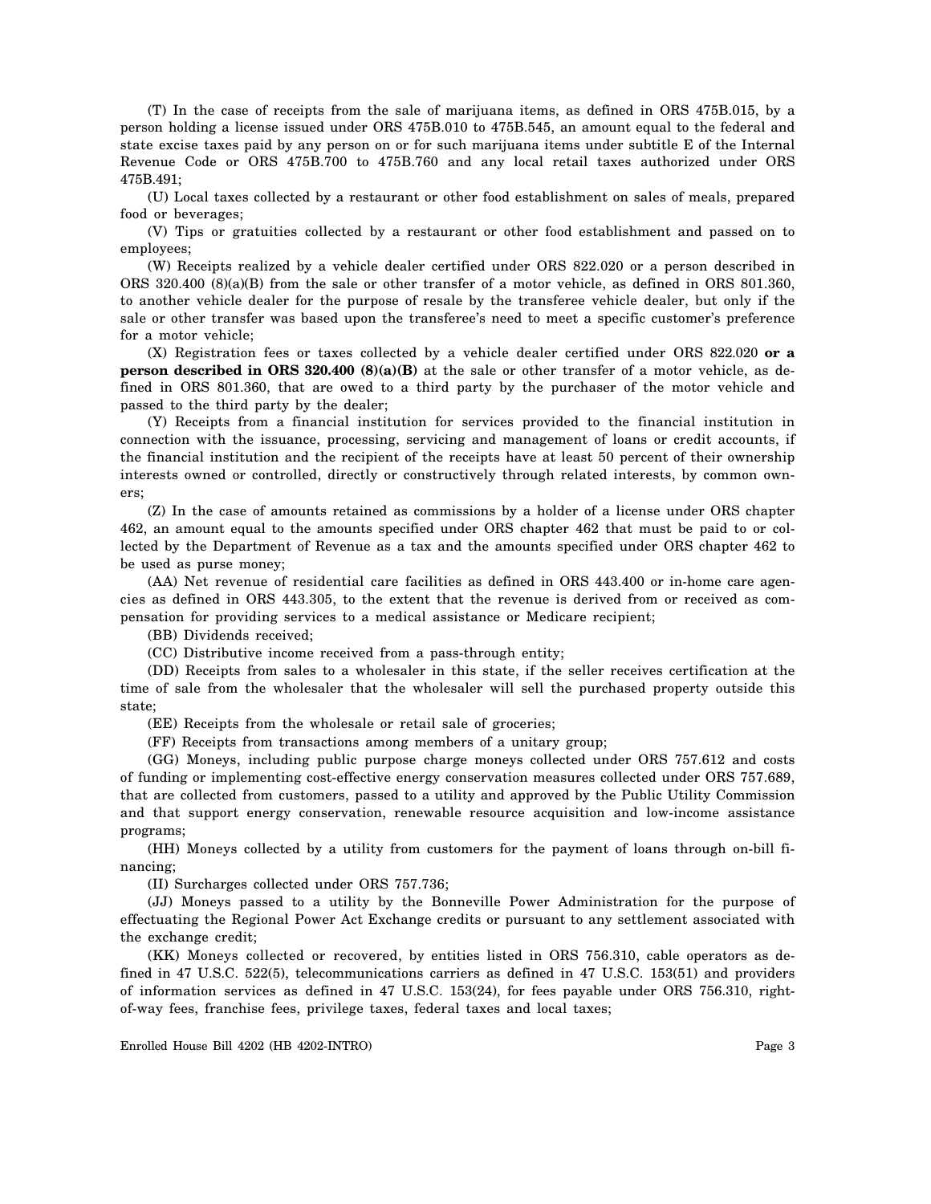(T) In the case of receipts from the sale of marijuana items, as defined in ORS 475B.015, by a person holding a license issued under ORS 475B.010 to 475B.545, an amount equal to the federal and state excise taxes paid by any person on or for such marijuana items under subtitle E of the Internal Revenue Code or ORS 475B.700 to 475B.760 and any local retail taxes authorized under ORS 475B.491;

(U) Local taxes collected by a restaurant or other food establishment on sales of meals, prepared food or beverages;

(V) Tips or gratuities collected by a restaurant or other food establishment and passed on to employees;

(W) Receipts realized by a vehicle dealer certified under ORS 822.020 or a person described in ORS 320.400 (8)(a)(B) from the sale or other transfer of a motor vehicle, as defined in ORS 801.360, to another vehicle dealer for the purpose of resale by the transferee vehicle dealer, but only if the sale or other transfer was based upon the transferee's need to meet a specific customer's preference for a motor vehicle;

(X) Registration fees or taxes collected by a vehicle dealer certified under ORS 822.020 **or a person described in ORS 320.400 (8)(a)(B)** at the sale or other transfer of a motor vehicle, as defined in ORS 801.360, that are owed to a third party by the purchaser of the motor vehicle and passed to the third party by the dealer;

(Y) Receipts from a financial institution for services provided to the financial institution in connection with the issuance, processing, servicing and management of loans or credit accounts, if the financial institution and the recipient of the receipts have at least 50 percent of their ownership interests owned or controlled, directly or constructively through related interests, by common owners;

(Z) In the case of amounts retained as commissions by a holder of a license under ORS chapter 462, an amount equal to the amounts specified under ORS chapter 462 that must be paid to or collected by the Department of Revenue as a tax and the amounts specified under ORS chapter 462 to be used as purse money;

(AA) Net revenue of residential care facilities as defined in ORS 443.400 or in-home care agencies as defined in ORS 443.305, to the extent that the revenue is derived from or received as compensation for providing services to a medical assistance or Medicare recipient;

(BB) Dividends received;

(CC) Distributive income received from a pass-through entity;

(DD) Receipts from sales to a wholesaler in this state, if the seller receives certification at the time of sale from the wholesaler that the wholesaler will sell the purchased property outside this state;

(EE) Receipts from the wholesale or retail sale of groceries;

(FF) Receipts from transactions among members of a unitary group;

(GG) Moneys, including public purpose charge moneys collected under ORS 757.612 and costs of funding or implementing cost-effective energy conservation measures collected under ORS 757.689, that are collected from customers, passed to a utility and approved by the Public Utility Commission and that support energy conservation, renewable resource acquisition and low-income assistance programs;

(HH) Moneys collected by a utility from customers for the payment of loans through on-bill financing;

(II) Surcharges collected under ORS 757.736;

(JJ) Moneys passed to a utility by the Bonneville Power Administration for the purpose of effectuating the Regional Power Act Exchange credits or pursuant to any settlement associated with the exchange credit;

(KK) Moneys collected or recovered, by entities listed in ORS 756.310, cable operators as defined in 47 U.S.C. 522(5), telecommunications carriers as defined in 47 U.S.C. 153(51) and providers of information services as defined in 47 U.S.C. 153(24), for fees payable under ORS 756.310, right-of-way fees, franchise fees, privilege taxes, federal taxes and local taxes;

Enrolled House Bill 4202 (HB 4202-INTRO)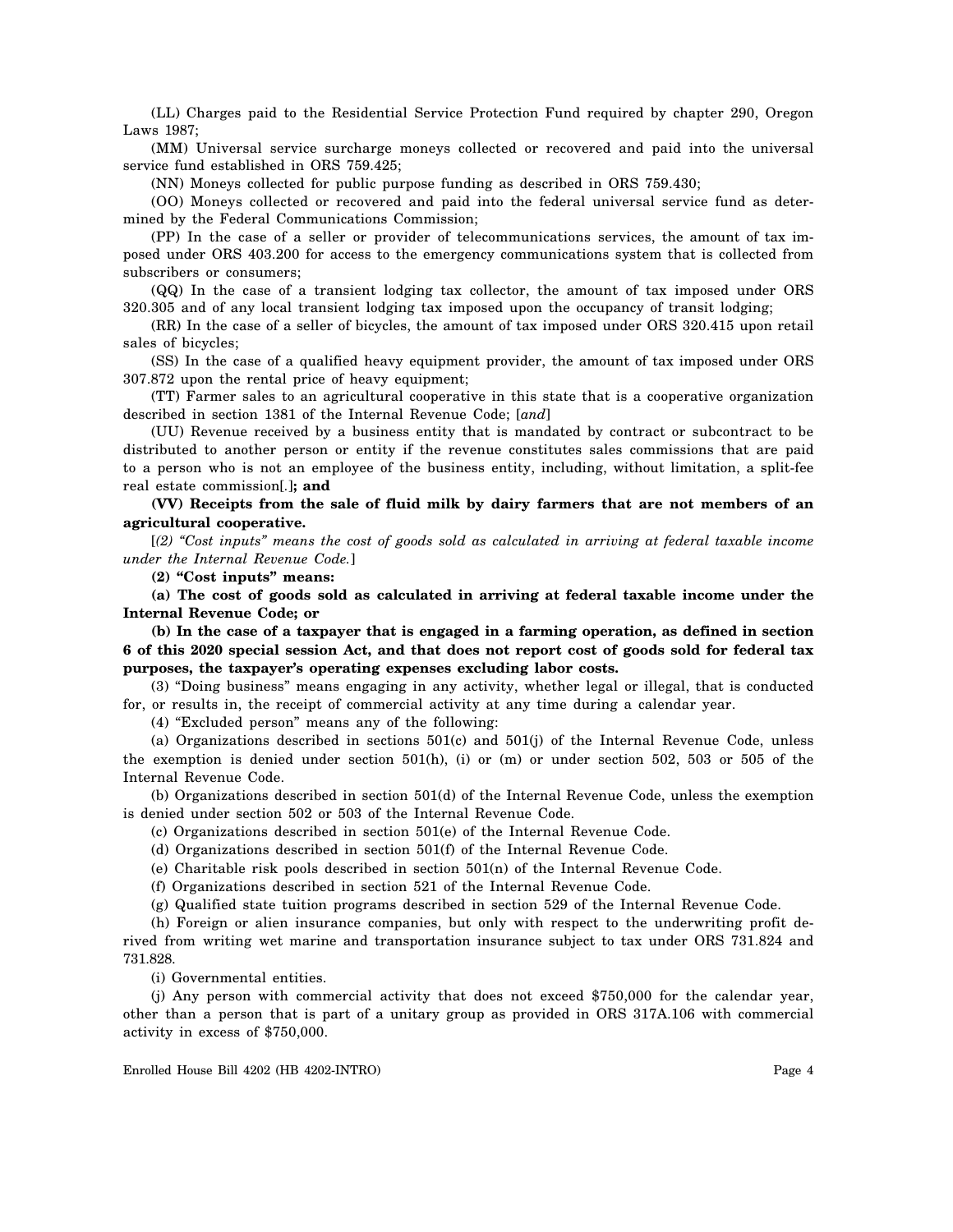(LL) Charges paid to the Residential Service Protection Fund required by chapter 290, Oregon Laws 1987;

(MM) Universal service surcharge moneys collected or recovered and paid into the universal service fund established in ORS 759.425;

(NN) Moneys collected for public purpose funding as described in ORS 759.430;

(OO) Moneys collected or recovered and paid into the federal universal service fund as determined by the Federal Communications Commission;

(PP) In the case of a seller or provider of telecommunications services, the amount of tax imposed under ORS 403.200 for access to the emergency communications system that is collected from subscribers or consumers;

(QQ) In the case of a transient lodging tax collector, the amount of tax imposed under ORS 320.305 and of any local transient lodging tax imposed upon the occupancy of transit lodging;

(RR) In the case of a seller of bicycles, the amount of tax imposed under ORS 320.415 upon retail sales of bicycles;

(SS) In the case of a qualified heavy equipment provider, the amount of tax imposed under ORS 307.872 upon the rental price of heavy equipment;

(TT) Farmer sales to an agricultural cooperative in this state that is a cooperative organization described in section 1381 of the Internal Revenue Code; [*and*]

(UU) Revenue received by a business entity that is mandated by contract or subcontract to be distributed to another person or entity if the revenue constitutes sales commissions that are paid to a person who is not an employee of the business entity, including, without limitation, a split-fee real estate commission[*.*]**; and**

**(VV) Receipts from the sale of fluid milk by dairy farmers that are not members of an agricultural cooperative.**

[*(2) "Cost inputs" means the cost of goods sold as calculated in arriving at federal taxable income under the Internal Revenue Code.*]

**(2) "Cost inputs" means:**

**(a) The cost of goods sold as calculated in arriving at federal taxable income under the Internal Revenue Code; or**

**(b) In the case of a taxpayer that is engaged in a farming operation, as defined in section 6 of this 2020 special session Act, and that does not report cost of goods sold for federal tax purposes, the taxpayer's operating expenses excluding labor costs.**

(3) "Doing business" means engaging in any activity, whether legal or illegal, that is conducted for, or results in, the receipt of commercial activity at any time during a calendar year.

(4) "Excluded person" means any of the following:

(a) Organizations described in sections 501(c) and 501(j) of the Internal Revenue Code, unless the exemption is denied under section 501(h), (i) or (m) or under section 502, 503 or 505 of the Internal Revenue Code.

(b) Organizations described in section 501(d) of the Internal Revenue Code, unless the exemption is denied under section 502 or 503 of the Internal Revenue Code.

(c) Organizations described in section 501(e) of the Internal Revenue Code.

(d) Organizations described in section 501(f) of the Internal Revenue Code.

(e) Charitable risk pools described in section 501(n) of the Internal Revenue Code.

(f) Organizations described in section 521 of the Internal Revenue Code.

(g) Qualified state tuition programs described in section 529 of the Internal Revenue Code.

(h) Foreign or alien insurance companies, but only with respect to the underwriting profit derived from writing wet marine and transportation insurance subject to tax under ORS 731.824 and 731.828.

(i) Governmental entities.

(j) Any person with commercial activity that does not exceed $750,000 for the calendar year, other than a person that is part of a unitary group as provided in ORS 317A.106 with commercial activity in excess of $750,000.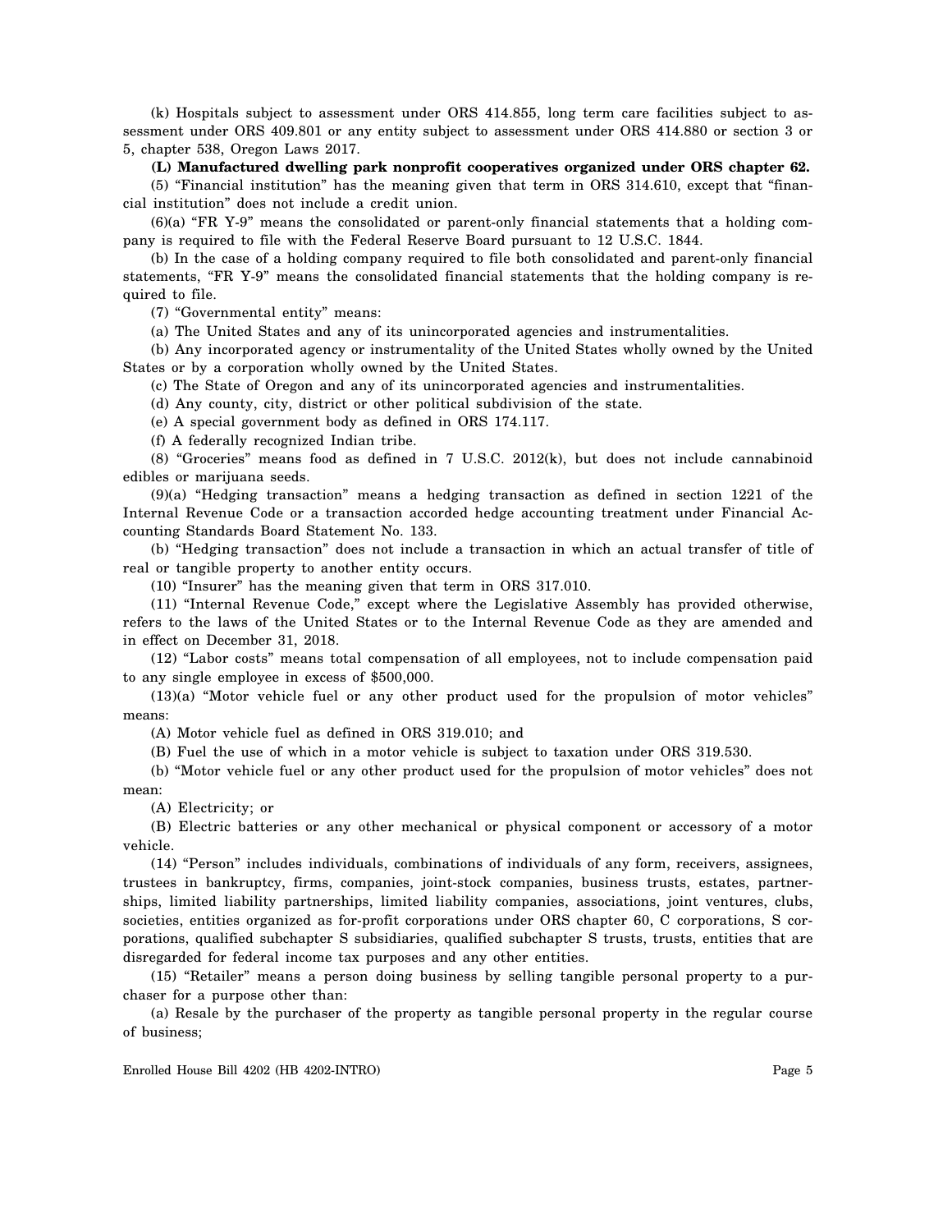(k) Hospitals subject to assessment under ORS 414.855, long term care facilities subject to assessment under ORS 409.801 or any entity subject to assessment under ORS 414.880 or section 3 or 5, chapter 538, Oregon Laws 2017.

**(L) Manufactured dwelling park nonprofit cooperatives organized under ORS chapter 62.**

(5) "Financial institution" has the meaning given that term in ORS 314.610, except that "financial institution" does not include a credit union.

(6)(a) "FR Y-9" means the consolidated or parent-only financial statements that a holding company is required to file with the Federal Reserve Board pursuant to 12 U.S.C. 1844.

(b) In the case of a holding company required to file both consolidated and parent-only financial statements, "FR Y-9" means the consolidated financial statements that the holding company is required to file.

(7) "Governmental entity" means:

(a) The United States and any of its unincorporated agencies and instrumentalities.

(b) Any incorporated agency or instrumentality of the United States wholly owned by the United States or by a corporation wholly owned by the United States.

(c) The State of Oregon and any of its unincorporated agencies and instrumentalities.

(d) Any county, city, district or other political subdivision of the state.

(e) A special government body as defined in ORS 174.117.

(f) A federally recognized Indian tribe.

(8) "Groceries" means food as defined in 7 U.S.C. 2012(k), but does not include cannabinoid edibles or marijuana seeds.

(9)(a) "Hedging transaction" means a hedging transaction as defined in section 1221 of the Internal Revenue Code or a transaction accorded hedge accounting treatment under Financial Accounting Standards Board Statement No. 133.

(b) "Hedging transaction" does not include a transaction in which an actual transfer of title of real or tangible property to another entity occurs.

(10) "Insurer" has the meaning given that term in ORS 317.010.

(11) "Internal Revenue Code," except where the Legislative Assembly has provided otherwise, refers to the laws of the United States or to the Internal Revenue Code as they are amended and in effect on December 31, 2018.

(12) "Labor costs" means total compensation of all employees, not to include compensation paid to any single employee in excess of $500,000.

(13)(a) "Motor vehicle fuel or any other product used for the propulsion of motor vehicles" means:

(A) Motor vehicle fuel as defined in ORS 319.010; and

(B) Fuel the use of which in a motor vehicle is subject to taxation under ORS 319.530.

(b) "Motor vehicle fuel or any other product used for the propulsion of motor vehicles" does not mean:

(A) Electricity; or

(B) Electric batteries or any other mechanical or physical component or accessory of a motor vehicle.

(14) "Person" includes individuals, combinations of individuals of any form, receivers, assignees, trustees in bankruptcy, firms, companies, joint-stock companies, business trusts, estates, partnerships, limited liability partnerships, limited liability companies, associations, joint ventures, clubs, societies, entities organized as for-profit corporations under ORS chapter 60, C corporations, S corporations, qualified subchapter S subsidiaries, qualified subchapter S trusts, trusts, entities that are disregarded for federal income tax purposes and any other entities.

(15) "Retailer" means a person doing business by selling tangible personal property to a purchaser for a purpose other than:

(a) Resale by the purchaser of the property as tangible personal property in the regular course of business;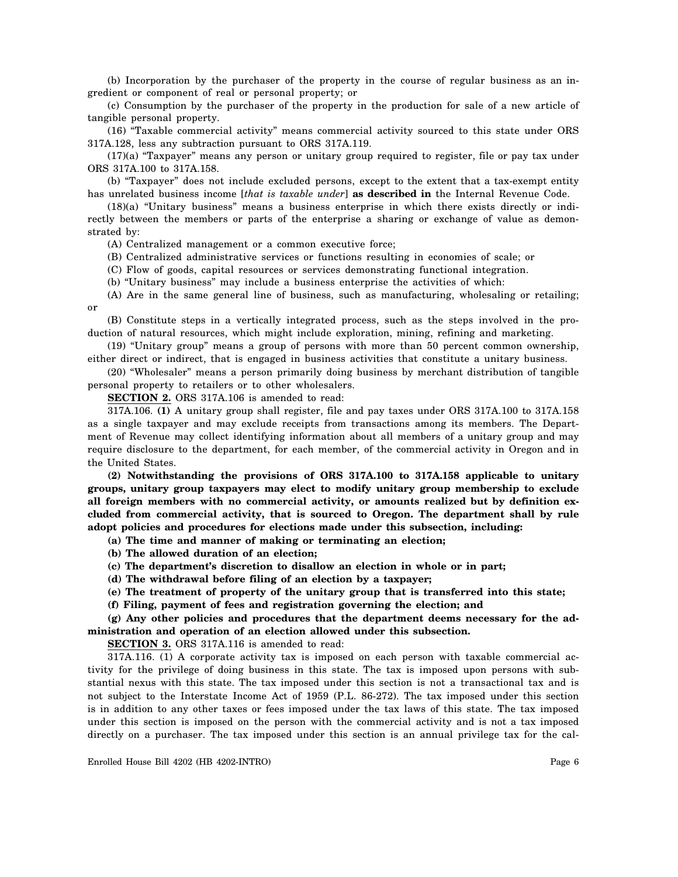(b) Incorporation by the purchaser of the property in the course of regular business as an ingredient or component of real or personal property; or

(c) Consumption by the purchaser of the property in the production for sale of a new article of tangible personal property.

(16) "Taxable commercial activity" means commercial activity sourced to this state under ORS 317A.128, less any subtraction pursuant to ORS 317A.119.

(17)(a) "Taxpayer" means any person or unitary group required to register, file or pay tax under ORS 317A.100 to 317A.158.

(b) "Taxpayer" does not include excluded persons, except to the extent that a tax-exempt entity has unrelated business income [*that is taxable under*] **as described in** the Internal Revenue Code.

(18)(a) "Unitary business" means a business enterprise in which there exists directly or indirectly between the members or parts of the enterprise a sharing or exchange of value as demonstrated by:

(A) Centralized management or a common executive force;

(B) Centralized administrative services or functions resulting in economies of scale; or

(C) Flow of goods, capital resources or services demonstrating functional integration.

(b) "Unitary business" may include a business enterprise the activities of which:

(A) Are in the same general line of business, such as manufacturing, wholesaling or retailing; or

(B) Constitute steps in a vertically integrated process, such as the steps involved in the production of natural resources, which might include exploration, mining, refining and marketing.

(19) "Unitary group" means a group of persons with more than 50 percent common ownership, either direct or indirect, that is engaged in business activities that constitute a unitary business.

(20) "Wholesaler" means a person primarily doing business by merchant distribution of tangible personal property to retailers or to other wholesalers.

**SECTION 2.** ORS 317A.106 is amended to read:

317A.106. **(1)** A unitary group shall register, file and pay taxes under ORS 317A.100 to 317A.158 as a single taxpayer and may exclude receipts from transactions among its members. The Department of Revenue may collect identifying information about all members of a unitary group and may require disclosure to the department, for each member, of the commercial activity in Oregon and in the United States.

**(2) Notwithstanding the provisions of ORS 317A.100 to 317A.158 applicable to unitary groups, unitary group taxpayers may elect to modify unitary group membership to exclude all foreign members with no commercial activity, or amounts realized but by definition excluded from commercial activity, that is sourced to Oregon. The department shall by rule adopt policies and procedures for elections made under this subsection, including:**

**(a) The time and manner of making or terminating an election;**

**(b) The allowed duration of an election;**

**(c) The department's discretion to disallow an election in whole or in part;**

**(d) The withdrawal before filing of an election by a taxpayer;**

**(e) The treatment of property of the unitary group that is transferred into this state;**

**(f) Filing, payment of fees and registration governing the election; and**

**(g) Any other policies and procedures that the department deems necessary for the administration and operation of an election allowed under this subsection.**

**SECTION 3.** ORS 317A.116 is amended to read:

317A.116. (1) A corporate activity tax is imposed on each person with taxable commercial activity for the privilege of doing business in this state. The tax is imposed upon persons with substantial nexus with this state. The tax imposed under this section is not a transactional tax and is not subject to the Interstate Income Act of 1959 (P.L. 86-272). The tax imposed under this section is in addition to any other taxes or fees imposed under the tax laws of this state. The tax imposed under this section is imposed on the person with the commercial activity and is not a tax imposed directly on a purchaser. The tax imposed under this section is an annual privilege tax for the cal-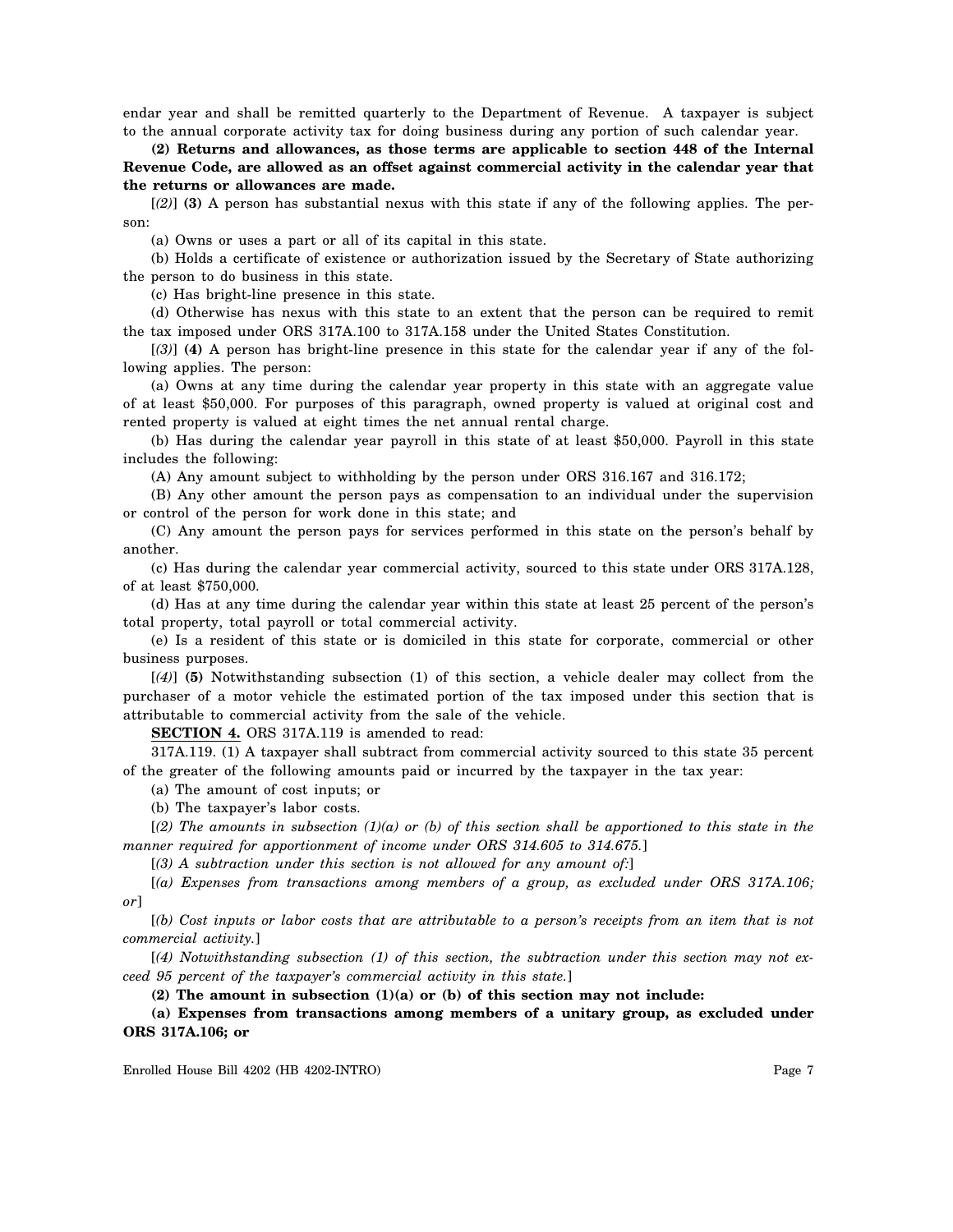endar year and shall be remitted quarterly to the Department of Revenue. A taxpayer is subject to the annual corporate activity tax for doing business during any portion of such calendar year.

**(2) Returns and allowances, as those terms are applicable to section 448 of the Internal Revenue Code, are allowed as an offset against commercial activity in the calendar year that the returns or allowances are made.**

[*(2)*] **(3)** A person has substantial nexus with this state if any of the following applies. The person:

(a) Owns or uses a part or all of its capital in this state.

(b) Holds a certificate of existence or authorization issued by the Secretary of State authorizing the person to do business in this state.

(c) Has bright-line presence in this state.

(d) Otherwise has nexus with this state to an extent that the person can be required to remit the tax imposed under ORS 317A.100 to 317A.158 under the United States Constitution.

[*(3)*] **(4)** A person has bright-line presence in this state for the calendar year if any of the following applies. The person:

(a) Owns at any time during the calendar year property in this state with an aggregate value of at least $50,000. For purposes of this paragraph, owned property is valued at original cost and rented property is valued at eight times the net annual rental charge.

(b) Has during the calendar year payroll in this state of at least $50,000. Payroll in this state includes the following:

(A) Any amount subject to withholding by the person under ORS 316.167 and 316.172;

(B) Any other amount the person pays as compensation to an individual under the supervision or control of the person for work done in this state; and

(C) Any amount the person pays for services performed in this state on the person's behalf by another.

(c) Has during the calendar year commercial activity, sourced to this state under ORS 317A.128, of at least $750,000.

(d) Has at any time during the calendar year within this state at least 25 percent of the person's total property, total payroll or total commercial activity.

(e) Is a resident of this state or is domiciled in this state for corporate, commercial or other business purposes.

[*(4)*] **(5)** Notwithstanding subsection (1) of this section, a vehicle dealer may collect from the purchaser of a motor vehicle the estimated portion of the tax imposed under this section that is attributable to commercial activity from the sale of the vehicle.

**SECTION 4.** ORS 317A.119 is amended to read:

317A.119. (1) A taxpayer shall subtract from commercial activity sourced to this state 35 percent of the greater of the following amounts paid or incurred by the taxpayer in the tax year:

(a) The amount of cost inputs; or

(b) The taxpayer's labor costs.

[*(2) The amounts in subsection (1)(a) or (b) of this section shall be apportioned to this state in the manner required for apportionment of income under ORS 314.605 to 314.675.*]

[*(3) A subtraction under this section is not allowed for any amount of:*]

[*(a) Expenses from transactions among members of a group, as excluded under ORS 317A.106; or*]

[*(b) Cost inputs or labor costs that are attributable to a person's receipts from an item that is not commercial activity.*]

[*(4) Notwithstanding subsection (1) of this section, the subtraction under this section may not exceed 95 percent of the taxpayer's commercial activity in this state.*]

**(2) The amount in subsection (1)(a) or (b) of this section may not include:**

**(a) Expenses from transactions among members of a unitary group, as excluded under ORS 317A.106; or**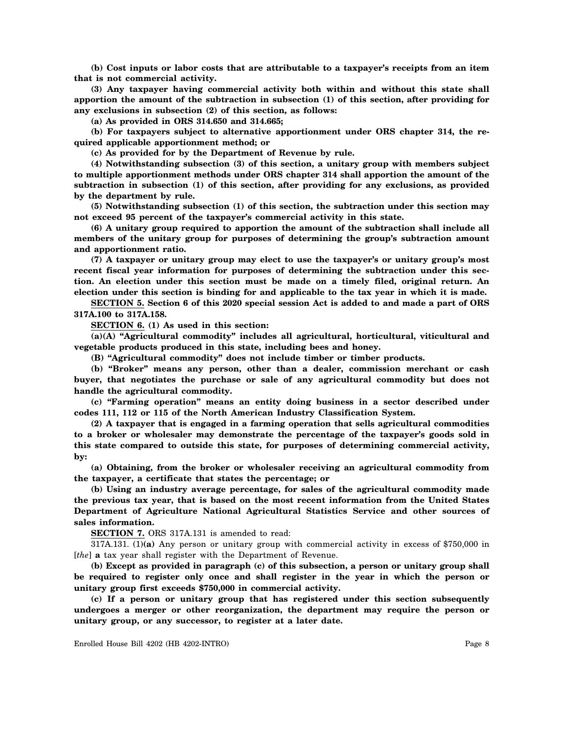**(b) Cost inputs or labor costs that are attributable to a taxpayer's receipts from an item that is not commercial activity.**

**(3) Any taxpayer having commercial activity both within and without this state shall apportion the amount of the subtraction in subsection (1) of this section, after providing for any exclusions in subsection (2) of this section, as follows:**

**(a) As provided in ORS 314.650 and 314.665;**

**(b) For taxpayers subject to alternative apportionment under ORS chapter 314, the required applicable apportionment method; or**

**(c) As provided for by the Department of Revenue by rule.**

**(4) Notwithstanding subsection (3) of this section, a unitary group with members subject to multiple apportionment methods under ORS chapter 314 shall apportion the amount of the subtraction in subsection (1) of this section, after providing for any exclusions, as provided by the department by rule.**

**(5) Notwithstanding subsection (1) of this section, the subtraction under this section may not exceed 95 percent of the taxpayer's commercial activity in this state.**

**(6) A unitary group required to apportion the amount of the subtraction shall include all members of the unitary group for purposes of determining the group's subtraction amount and apportionment ratio.**

**(7) A taxpayer or unitary group may elect to use the taxpayer's or unitary group's most recent fiscal year information for purposes of determining the subtraction under this section. An election under this section must be made on a timely filed, original return. An election under this section is binding for and applicable to the tax year in which it is made.**

**SECTION 5. Section 6 of this 2020 special session Act is added to and made a part of ORS 317A.100 to 317A.158.**

**SECTION 6. (1) As used in this section:**

**(a)(A) "Agricultural commodity" includes all agricultural, horticultural, viticultural and vegetable products produced in this state, including bees and honey.**

**(B) "Agricultural commodity" does not include timber or timber products.**

**(b) "Broker" means any person, other than a dealer, commission merchant or cash buyer, that negotiates the purchase or sale of any agricultural commodity but does not handle the agricultural commodity.**

**(c) "Farming operation" means an entity doing business in a sector described under codes 111, 112 or 115 of the North American Industry Classification System.**

**(2) A taxpayer that is engaged in a farming operation that sells agricultural commodities to a broker or wholesaler may demonstrate the percentage of the taxpayer's goods sold in this state compared to outside this state, for purposes of determining commercial activity, by:**

**(a) Obtaining, from the broker or wholesaler receiving an agricultural commodity from the taxpayer, a certificate that states the percentage; or**

**(b) Using an industry average percentage, for sales of the agricultural commodity made the previous tax year, that is based on the most recent information from the United States Department of Agriculture National Agricultural Statistics Service and other sources of sales information.**

**SECTION 7.** ORS 317A.131 is amended to read:

317A.131. (1)**(a)** Any person or unitary group with commercial activity in excess of $750,000 in [*the*] **a** tax year shall register with the Department of Revenue.

**(b) Except as provided in paragraph (c) of this subsection, a person or unitary group shall be required to register only once and shall register in the year in which the person or unitary group first exceeds $750,000 in commercial activity.**

**(c) If a person or unitary group that has registered under this section subsequently undergoes a merger or other reorganization, the department may require the person or unitary group, or any successor, to register at a later date.**

Enrolled House Bill 4202 (HB 4202-INTRO)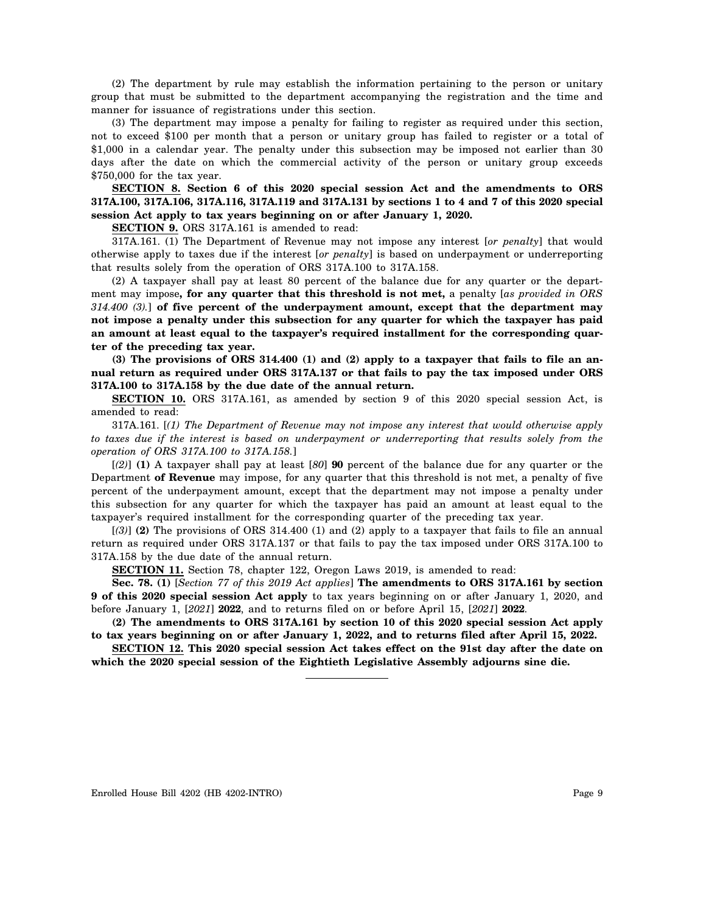(2) The department by rule may establish the information pertaining to the person or unitary group that must be submitted to the department accompanying the registration and the time and manner for issuance of registrations under this section.

(3) The department may impose a penalty for failing to register as required under this section, not to exceed $100 per month that a person or unitary group has failed to register or a total of $1,000 in a calendar year. The penalty under this subsection may be imposed not earlier than 30 days after the date on which the commercial activity of the person or unitary group exceeds $750,000 for the tax year.

**SECTION 8. Section 6 of this 2020 special session Act and the amendments to ORS 317A.100, 317A.106, 317A.116, 317A.119 and 317A.131 by sections 1 to 4 and 7 of this 2020 special session Act apply to tax years beginning on or after January 1, 2020.**

**SECTION 9.** ORS 317A.161 is amended to read:

317A.161. (1) The Department of Revenue may not impose any interest [*or penalty*] that would otherwise apply to taxes due if the interest [*or penalty*] is based on underpayment or underreporting that results solely from the operation of ORS 317A.100 to 317A.158.

(2) A taxpayer shall pay at least 80 percent of the balance due for any quarter or the department may impose**, for any quarter that this threshold is not met,** a penalty [*as provided in ORS 314.400 (3).*] **of five percent of the underpayment amount, except that the department may not impose a penalty under this subsection for any quarter for which the taxpayer has paid an amount at least equal to the taxpayer's required installment for the corresponding quarter of the preceding tax year.**

**(3) The provisions of ORS 314.400 (1) and (2) apply to a taxpayer that fails to file an annual return as required under ORS 317A.137 or that fails to pay the tax imposed under ORS 317A.100 to 317A.158 by the due date of the annual return.**

**SECTION 10.** ORS 317A.161, as amended by section 9 of this 2020 special session Act, is amended to read:

317A.161. [*(1) The Department of Revenue may not impose any interest that would otherwise apply to taxes due if the interest is based on underpayment or underreporting that results solely from the operation of ORS 317A.100 to 317A.158.*]

[*(2)*] **(1)** A taxpayer shall pay at least [*80*] **90** percent of the balance due for any quarter or the Department **of Revenue** may impose, for any quarter that this threshold is not met, a penalty of five percent of the underpayment amount, except that the department may not impose a penalty under this subsection for any quarter for which the taxpayer has paid an amount at least equal to the taxpayer's required installment for the corresponding quarter of the preceding tax year.

[*(3)*] **(2)** The provisions of ORS 314.400 (1) and (2) apply to a taxpayer that fails to file an annual return as required under ORS 317A.137 or that fails to pay the tax imposed under ORS 317A.100 to 317A.158 by the due date of the annual return.

**SECTION 11.** Section 78, chapter 122, Oregon Laws 2019, is amended to read:

**Sec. 78. (1)** [*Section 77 of this 2019 Act applies*] **The amendments to ORS 317A.161 by section 9 of this 2020 special session Act apply** to tax years beginning on or after January 1, 2020, and before January 1, [*2021*] **2022**, and to returns filed on or before April 15, [*2021*] **2022**.

**(2) The amendments to ORS 317A.161 by section 10 of this 2020 special session Act apply to tax years beginning on or after January 1, 2022, and to returns filed after April 15, 2022.**

**SECTION 12. This 2020 special session Act takes effect on the 91st day after the date on which the 2020 special session of the Eightieth Legislative Assembly adjourns sine die.**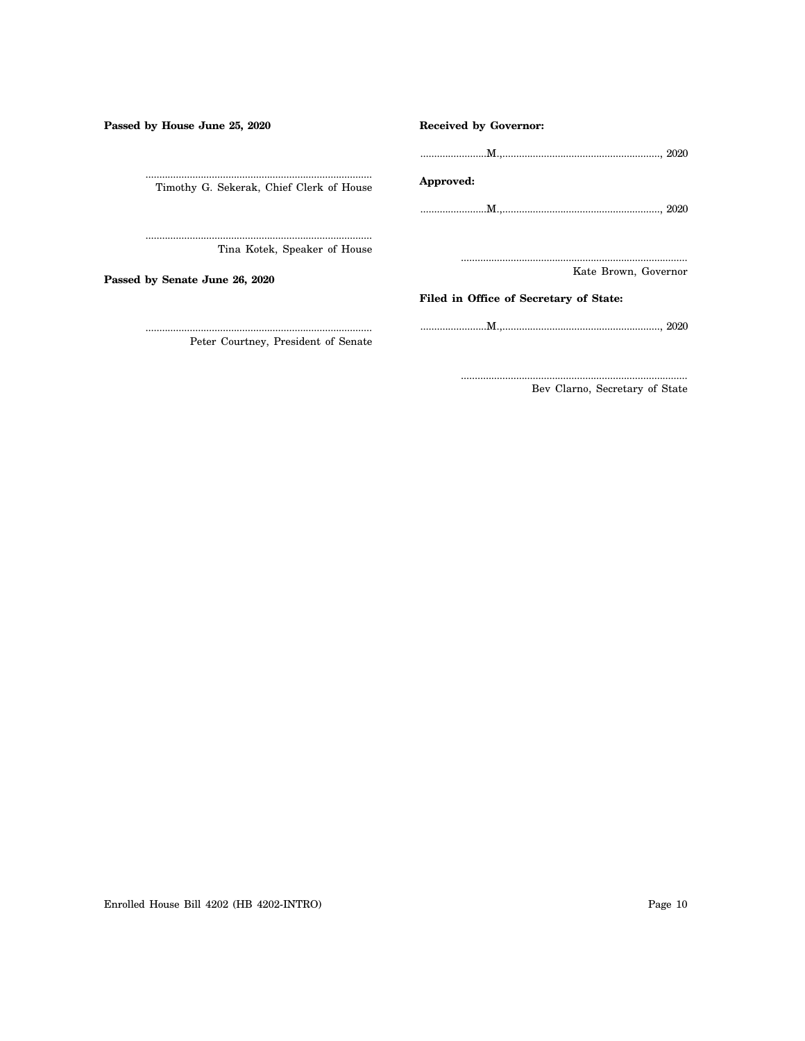**Passed by House June 25, 2020**

..................................................................................
Timothy G. Sekerak, Chief Clerk of House

..................................................................................
Tina Kotek, Speaker of House

**Passed by Senate June 26, 2020**

..................................................................................
Peter Courtney, President of Senate

**Received by Governor:**

........................M.,.........................................................., 2020

**Approved:**

........................M.,.........................................................., 2020

..................................................................................
Kate Brown, Governor

**Filed in Office of Secretary of State:**

........................M.,.........................................................., 2020

..................................................................................
Bev Clarno, Secretary of State

Enrolled House Bill 4202 (HB 4202-INTRO)